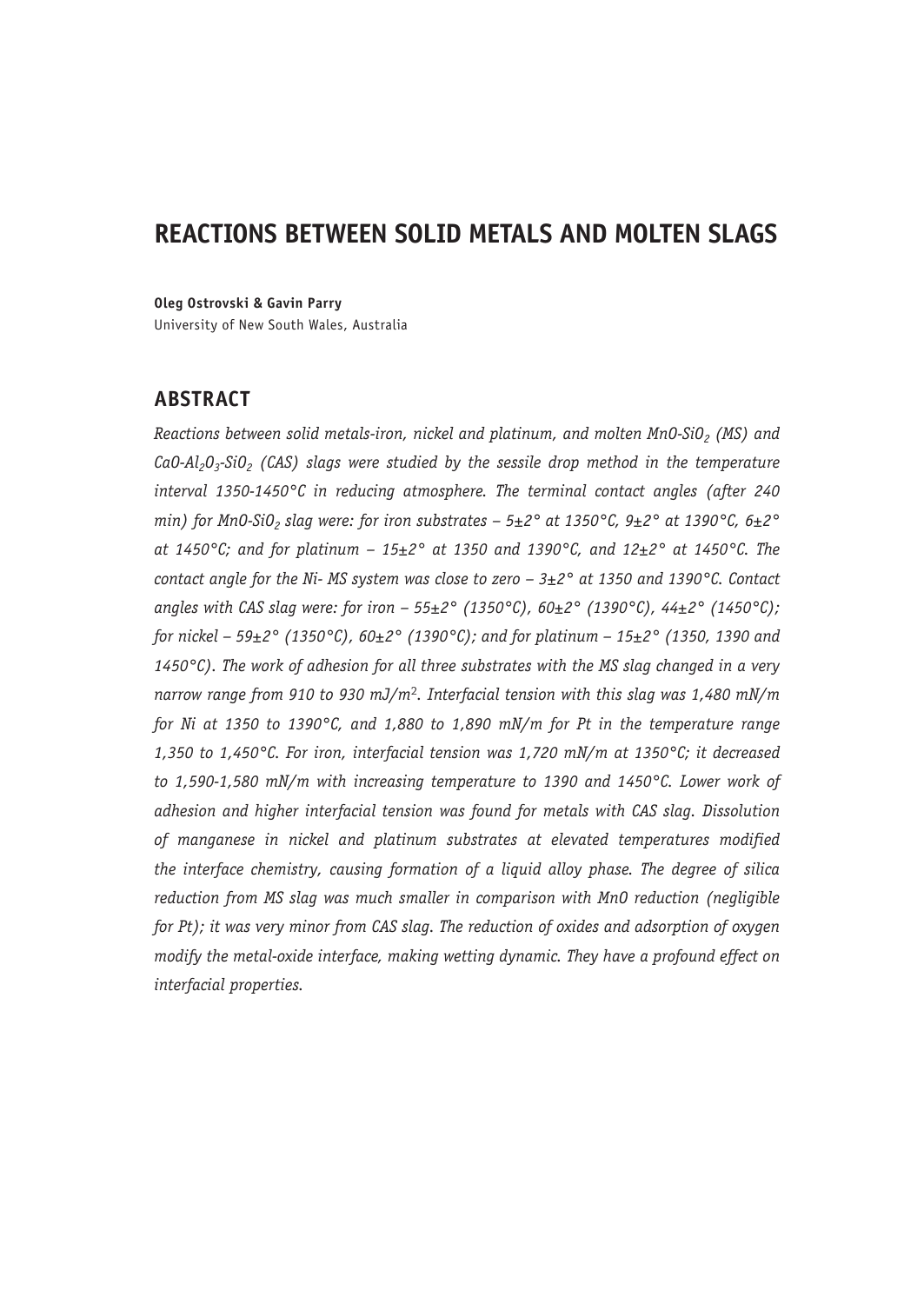# REACTIONS BETWEEN SOLID METALS AND MOLTEN SLAGS

**Oleg Ostrovski & Gavin Parry**
University of New South Wales, Australia

## ABSTRACT

*Reactions between solid metals-iron, nickel and platinum, and molten $MnO$-$SiO_2$ (MS) and $CaO$-$Al_2O_3$-$SiO_2$ (CAS) slags were studied by the sessile drop method in the temperature interval 1350-1450°C in reducing atmosphere. The terminal contact angles (after 240 min) for $MnO$-$SiO_2$ slag were: for iron substrates – 5±2° at 1350°C, 9±2° at 1390°C, 6±2° at 1450°C; and for platinum – 15±2° at 1350 and 1390°C, and 12±2° at 1450°C. The contact angle for the Ni- MS system was close to zero – 3±2° at 1350 and 1390°C. Contact angles with CAS slag were: for iron – 55±2° (1350°C), 60±2° (1390°C), 44±2° (1450°C); for nickel – 59±2° (1350°C), 60±2° (1390°C); and for platinum – 15±2° (1350, 1390 and 1450°C). The work of adhesion for all three substrates with the MS slag changed in a very narrow range from 910 to 930 mJ/$m^2$. Interfacial tension with this slag was 1,480 mN/m for Ni at 1350 to 1390°C, and 1,880 to 1,890 mN/m for Pt in the temperature range 1,350 to 1,450°C. For iron, interfacial tension was 1,720 mN/m at 1350°C; it decreased to 1,590-1,580 mN/m with increasing temperature to 1390 and 1450°C. Lower work of adhesion and higher interfacial tension was found for metals with CAS slag. Dissolution of manganese in nickel and platinum substrates at elevated temperatures modified the interface chemistry, causing formation of a liquid alloy phase. The degree of silica reduction from MS slag was much smaller in comparison with MnO reduction (negligible for Pt); it was very minor from CAS slag. The reduction of oxides and adsorption of oxygen modify the metal-oxide interface, making wetting dynamic. They have a profound effect on interfacial properties.*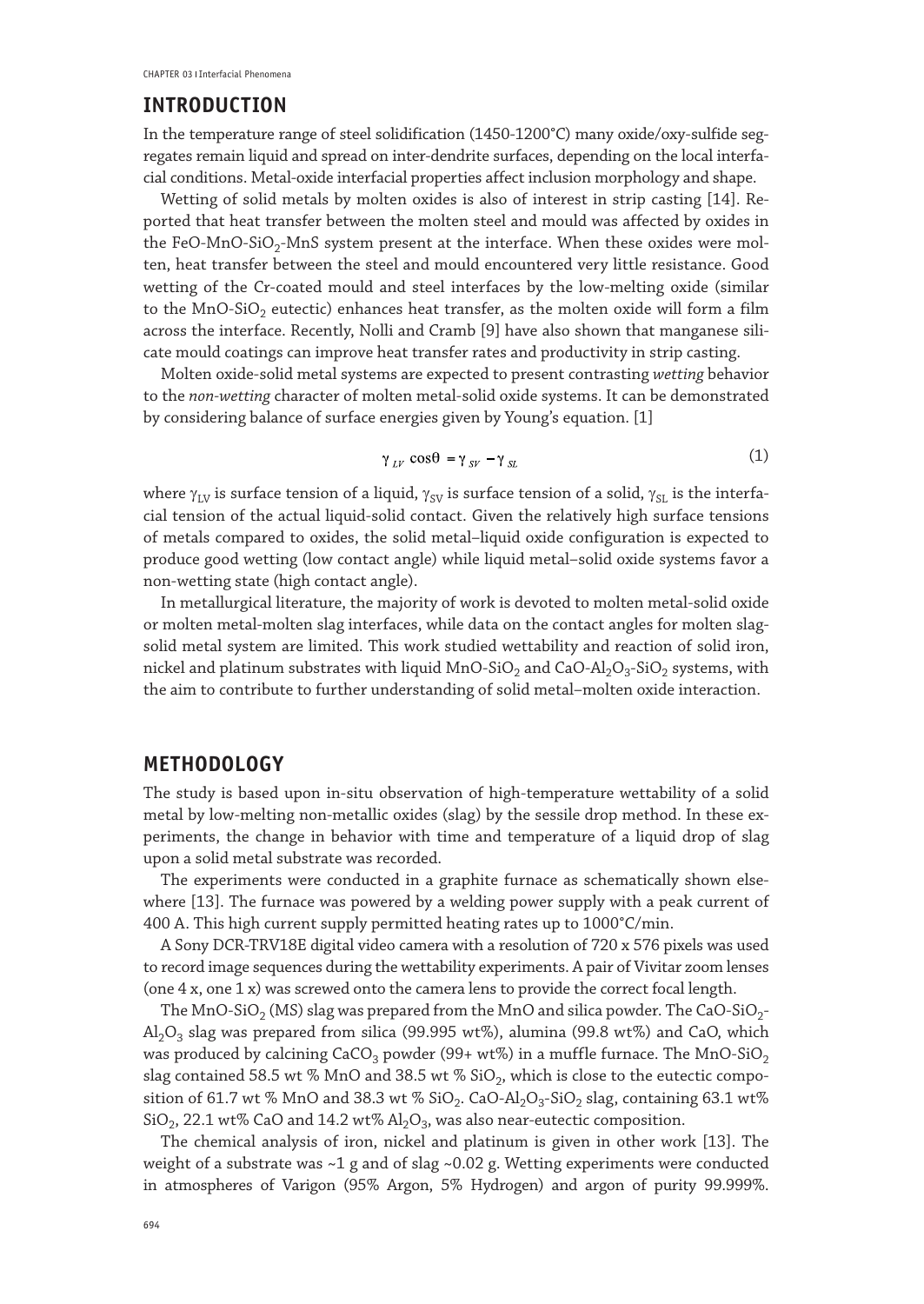## INTRODUCTION

In the temperature range of steel solidification (1450-1200°C) many oxide/oxy-sulfide segregates remain liquid and spread on inter-dendrite surfaces, depending on the local interfacial conditions. Metal-oxide interfacial properties affect inclusion morphology and shape.

Wetting of solid metals by molten oxides is also of interest in strip casting [14]. Reported that heat transfer between the molten steel and mould was affected by oxides in the FeO-MnO-$SiO_2$-MnS system present at the interface. When these oxides were molten, heat transfer between the steel and mould encountered very little resistance. Good wetting of the Cr-coated mould and steel interfaces by the low-melting oxide (similar to the MnO-$SiO_2$ eutectic) enhances heat transfer, as the molten oxide will form a film across the interface. Recently, Nolli and Cramb [9] have also shown that manganese silicate mould coatings can improve heat transfer rates and productivity in strip casting.

Molten oxide-solid metal systems are expected to present contrasting *wetting* behavior to the *non-wetting* character of molten metal-solid oxide systems. It can be demonstrated by considering balance of surface energies given by Young's equation. [1]

$$\gamma_{LV} \cos\theta = \gamma_{SV} - \gamma_{SL} \tag{1}$$

where $\gamma_{LV}$ is surface tension of a liquid, $\gamma_{SV}$ is surface tension of a solid, $\gamma_{SL}$ is the interfacial tension of the actual liquid-solid contact. Given the relatively high surface tensions of metals compared to oxides, the solid metal–liquid oxide configuration is expected to produce good wetting (low contact angle) while liquid metal–solid oxide systems favor a non-wetting state (high contact angle).

In metallurgical literature, the majority of work is devoted to molten metal-solid oxide or molten metal-molten slag interfaces, while data on the contact angles for molten slag-solid metal system are limited. This work studied wettability and reaction of solid iron, nickel and platinum substrates with liquid MnO-$SiO_2$ and CaO-$Al_2O_3$-$SiO_2$ systems, with the aim to contribute to further understanding of solid metal–molten oxide interaction.

## METHODOLOGY

The study is based upon in-situ observation of high-temperature wettability of a solid metal by low-melting non-metallic oxides (slag) by the sessile drop method. In these experiments, the change in behavior with time and temperature of a liquid drop of slag upon a solid metal substrate was recorded.

The experiments were conducted in a graphite furnace as schematically shown elsewhere [13]. The furnace was powered by a welding power supply with a peak current of 400 A. This high current supply permitted heating rates up to 1000°C/min.

A Sony DCR-TRV18E digital video camera with a resolution of 720 x 576 pixels was used to record image sequences during the wettability experiments. A pair of Vivitar zoom lenses (one 4 x, one 1 x) was screwed onto the camera lens to provide the correct focal length.

The MnO-$SiO_2$ (MS) slag was prepared from the MnO and silica powder. The CaO-$SiO_2$-$Al_2O_3$ slag was prepared from silica (99.995 wt%), alumina (99.8 wt%) and CaO, which was produced by calcining $CaCO_3$ powder (99+ wt%) in a muffle furnace. The MnO-$SiO_2$ slag contained 58.5 wt % MnO and 38.5 wt % $SiO_2$, which is close to the eutectic composition of 61.7 wt % MnO and 38.3 wt % $SiO_2$. CaO-$Al_2O_3$-$SiO_2$ slag, containing 63.1 wt% $SiO_2$, 22.1 wt% CaO and 14.2 wt% $Al_2O_3$, was also near-eutectic composition.

The chemical analysis of iron, nickel and platinum is given in other work [13]. The weight of a substrate was ~1 g and of slag ~0.02 g. Wetting experiments were conducted in atmospheres of Varigon (95% Argon, 5% Hydrogen) and argon of purity 99.999%.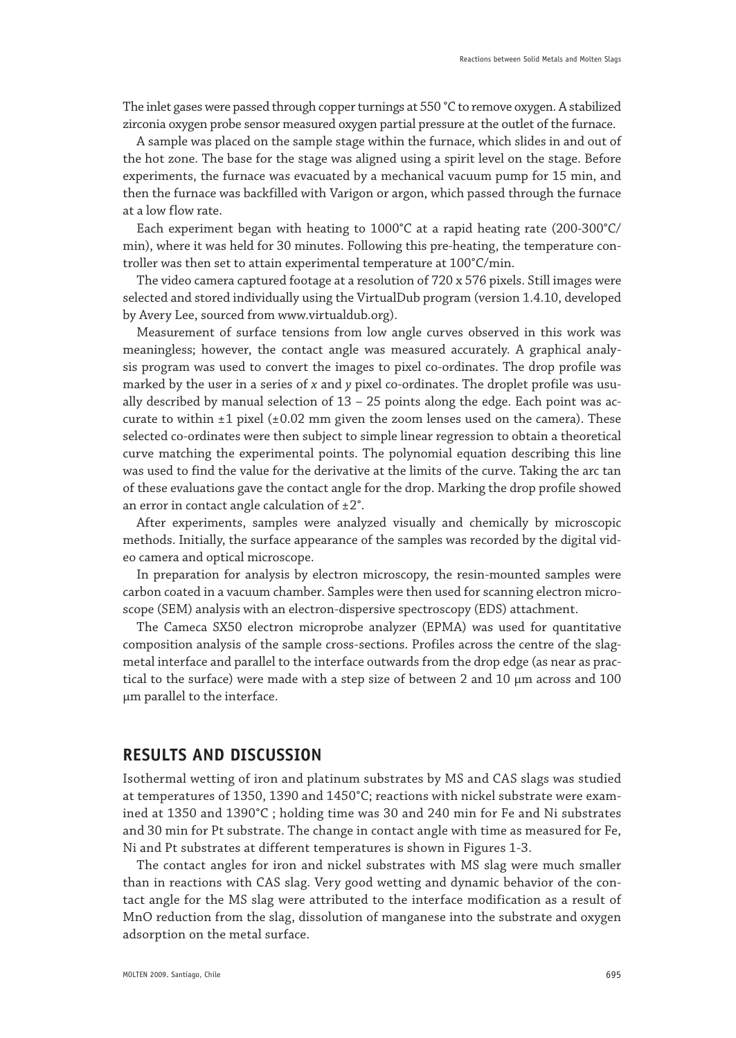The inlet gases were passed through copper turnings at 550 °C to remove oxygen. A stabilized zirconia oxygen probe sensor measured oxygen partial pressure at the outlet of the furnace.

A sample was placed on the sample stage within the furnace, which slides in and out of the hot zone. The base for the stage was aligned using a spirit level on the stage. Before experiments, the furnace was evacuated by a mechanical vacuum pump for 15 min, and then the furnace was backfilled with Varigon or argon, which passed through the furnace at a low flow rate.

Each experiment began with heating to 1000°C at a rapid heating rate (200-300°C/min), where it was held for 30 minutes. Following this pre-heating, the temperature controller was then set to attain experimental temperature at 100°C/min.

The video camera captured footage at a resolution of 720 x 576 pixels. Still images were selected and stored individually using the VirtualDub program (version 1.4.10, developed by Avery Lee, sourced from www.virtualdub.org).

Measurement of surface tensions from low angle curves observed in this work was meaningless; however, the contact angle was measured accurately. A graphical analysis program was used to convert the images to pixel co-ordinates. The drop profile was marked by the user in a series of $x$ and $y$ pixel co-ordinates. The droplet profile was usually described by manual selection of 13 – 25 points along the edge. Each point was accurate to within ±1 pixel (±0.02 mm given the zoom lenses used on the camera). These selected co-ordinates were then subject to simple linear regression to obtain a theoretical curve matching the experimental points. The polynomial equation describing this line was used to find the value for the derivative at the limits of the curve. Taking the arc tan of these evaluations gave the contact angle for the drop. Marking the drop profile showed an error in contact angle calculation of ±2°.

After experiments, samples were analyzed visually and chemically by microscopic methods. Initially, the surface appearance of the samples was recorded by the digital video camera and optical microscope.

In preparation for analysis by electron microscopy, the resin-mounted samples were carbon coated in a vacuum chamber. Samples were then used for scanning electron microscope (SEM) analysis with an electron-dispersive spectroscopy (EDS) attachment.

The Cameca SX50 electron microprobe analyzer (EPMA) was used for quantitative composition analysis of the sample cross-sections. Profiles across the centre of the slag-metal interface and parallel to the interface outwards from the drop edge (as near as practical to the surface) were made with a step size of between 2 and 10 μm across and 100 μm parallel to the interface.

## RESULTS AND DISCUSSION

Isothermal wetting of iron and platinum substrates by MS and CAS slags was studied at temperatures of 1350, 1390 and 1450°C; reactions with nickel substrate were examined at 1350 and 1390°C ; holding time was 30 and 240 min for Fe and Ni substrates and 30 min for Pt substrate. The change in contact angle with time as measured for Fe, Ni and Pt substrates at different temperatures is shown in Figures 1-3.

The contact angles for iron and nickel substrates with MS slag were much smaller than in reactions with CAS slag. Very good wetting and dynamic behavior of the contact angle for the MS slag were attributed to the interface modification as a result of MnO reduction from the slag, dissolution of manganese into the substrate and oxygen adsorption on the metal surface.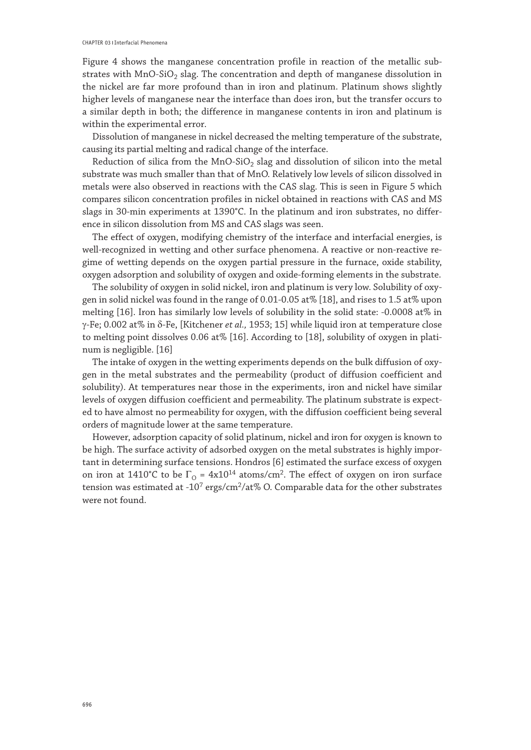Figure 4 shows the manganese concentration profile in reaction of the metallic substrates with $MnO$-$SiO_2$ slag. The concentration and depth of manganese dissolution in the nickel are far more profound than in iron and platinum. Platinum shows slightly higher levels of manganese near the interface than does iron, but the transfer occurs to a similar depth in both; the difference in manganese contents in iron and platinum is within the experimental error.

Dissolution of manganese in nickel decreased the melting temperature of the substrate, causing its partial melting and radical change of the interface.

Reduction of silica from the $MnO$-$SiO_2$ slag and dissolution of silicon into the metal substrate was much smaller than that of MnO. Relatively low levels of silicon dissolved in metals were also observed in reactions with the CAS slag. This is seen in Figure 5 which compares silicon concentration profiles in nickel obtained in reactions with CAS and MS slags in 30-min experiments at 1390°C. In the platinum and iron substrates, no difference in silicon dissolution from MS and CAS slags was seen.

The effect of oxygen, modifying chemistry of the interface and interfacial energies, is well-recognized in wetting and other surface phenomena. A reactive or non-reactive regime of wetting depends on the oxygen partial pressure in the furnace, oxide stability, oxygen adsorption and solubility of oxygen and oxide-forming elements in the substrate.

The solubility of oxygen in solid nickel, iron and platinum is very low. Solubility of oxygen in solid nickel was found in the range of 0.01-0.05 at% [18], and rises to 1.5 at% upon melting [16]. Iron has similarly low levels of solubility in the solid state: -0.0008 at% in γ-Fe; 0.002 at% in δ-Fe, [Kitchener *et al.,* 1953; 15] while liquid iron at temperature close to melting point dissolves 0.06 at% [16]. According to [18], solubility of oxygen in platinum is negligible. [16]

The intake of oxygen in the wetting experiments depends on the bulk diffusion of oxygen in the metal substrates and the permeability (product of diffusion coefficient and solubility). At temperatures near those in the experiments, iron and nickel have similar levels of oxygen diffusion coefficient and permeability. The platinum substrate is expected to have almost no permeability for oxygen, with the diffusion coefficient being several orders of magnitude lower at the same temperature.

However, adsorption capacity of solid platinum, nickel and iron for oxygen is known to be high. The surface activity of adsorbed oxygen on the metal substrates is highly important in determining surface tensions. Hondros [6] estimated the surface excess of oxygen on iron at 1410°C to be $\Gamma_O = 4 \times 10^{14}$ atoms/cm$^2$. The effect of oxygen on iron surface tension was estimated at $-10^7$ ergs/cm$^2$/at% O. Comparable data for the other substrates were not found.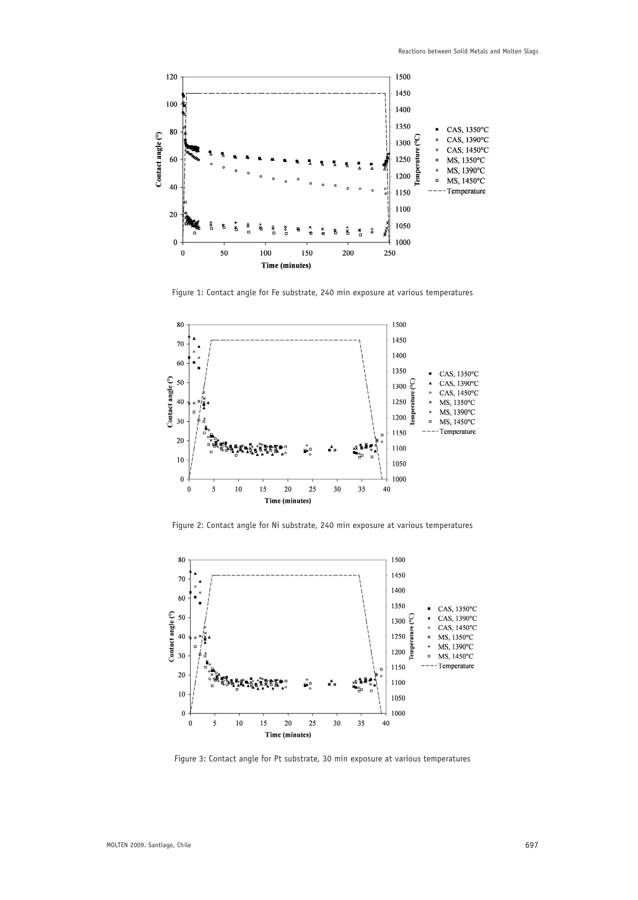Figure 1: Contact angle for Fe substrate, 240 min exposure at various temperatures

Figure 2: Contact angle for Ni substrate, 240 min exposure at various temperatures

Figure 3: Contact angle for Pt substrate, 30 min exposure at various temperatures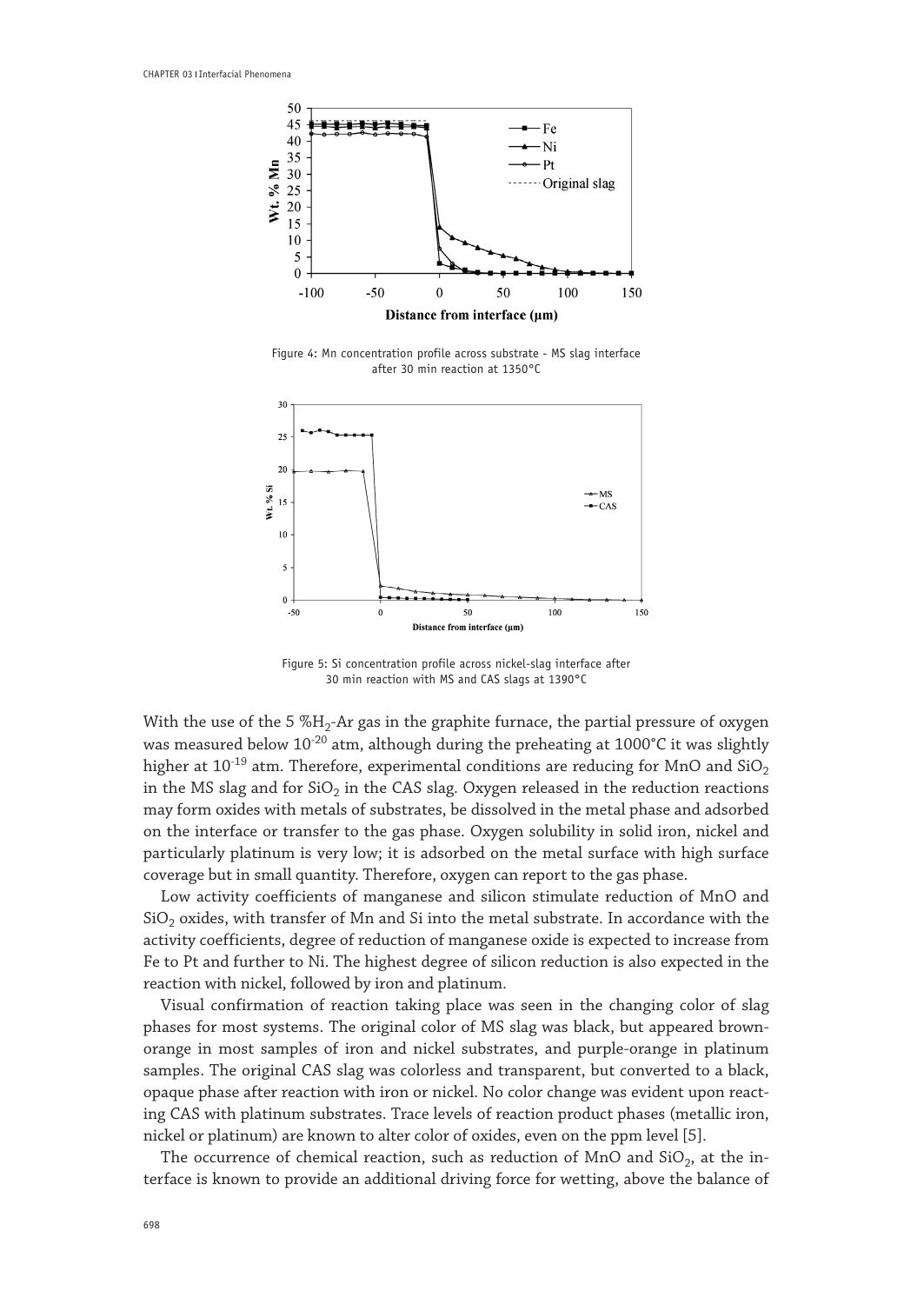Figure 4: Mn concentration profile across substrate - MS slag interface after 30 min reaction at 1350°C

Figure 5: Si concentration profile across nickel-slag interface after 30 min reaction with MS and CAS slags at 1390°C

With the use of the 5 %$H_2$-Ar gas in the graphite furnace, the partial pressure of oxygen was measured below $10^{-20}$ atm, although during the preheating at 1000°C it was slightly higher at $10^{-19}$ atm. Therefore, experimental conditions are reducing for MnO and $SiO_2$ in the MS slag and for $SiO_2$ in the CAS slag. Oxygen released in the reduction reactions may form oxides with metals of substrates, be dissolved in the metal phase and adsorbed on the interface or transfer to the gas phase. Oxygen solubility in solid iron, nickel and particularly platinum is very low; it is adsorbed on the metal surface with high surface coverage but in small quantity. Therefore, oxygen can report to the gas phase.

Low activity coefficients of manganese and silicon stimulate reduction of MnO and $SiO_2$ oxides, with transfer of Mn and Si into the metal substrate. In accordance with the activity coefficients, degree of reduction of manganese oxide is expected to increase from Fe to Pt and further to Ni. The highest degree of silicon reduction is also expected in the reaction with nickel, followed by iron and platinum.

Visual confirmation of reaction taking place was seen in the changing color of slag phases for most systems. The original color of MS slag was black, but appeared brown-orange in most samples of iron and nickel substrates, and purple-orange in platinum samples. The original CAS slag was colorless and transparent, but converted to a black, opaque phase after reaction with iron or nickel. No color change was evident upon reacting CAS with platinum substrates. Trace levels of reaction product phases (metallic iron, nickel or platinum) are known to alter color of oxides, even on the ppm level [5].

The occurrence of chemical reaction, such as reduction of MnO and $SiO_2$, at the interface is known to provide an additional driving force for wetting, above the balance of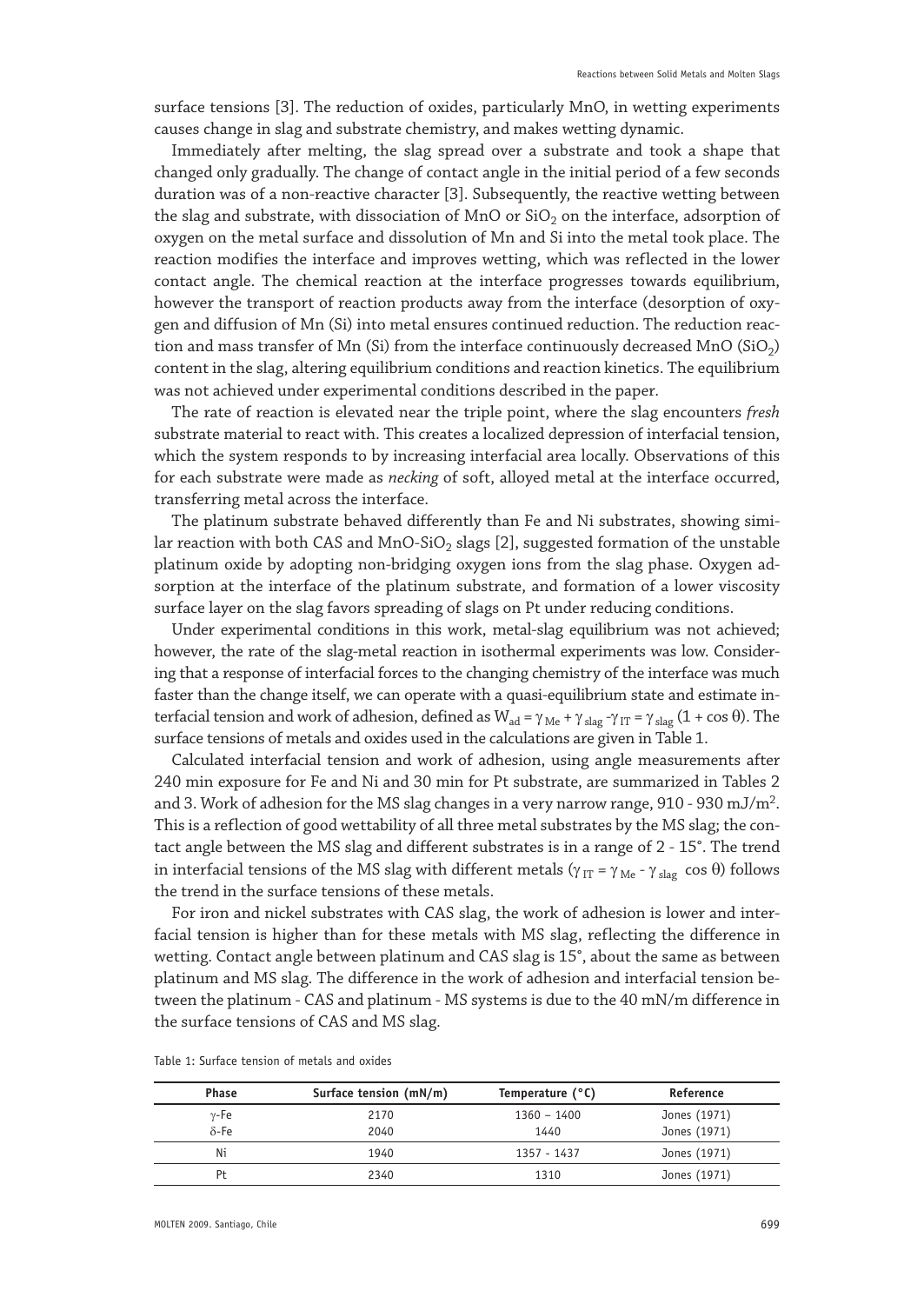surface tensions [3]. The reduction of oxides, particularly MnO, in wetting experiments causes change in slag and substrate chemistry, and makes wetting dynamic.

Immediately after melting, the slag spread over a substrate and took a shape that changed only gradually. The change of contact angle in the initial period of a few seconds duration was of a non-reactive character [3]. Subsequently, the reactive wetting between the slag and substrate, with dissociation of MnO or $SiO_2$ on the interface, adsorption of oxygen on the metal surface and dissolution of Mn and Si into the metal took place. The reaction modifies the interface and improves wetting, which was reflected in the lower contact angle. The chemical reaction at the interface progresses towards equilibrium, however the transport of reaction products away from the interface (desorption of oxygen and diffusion of Mn (Si) into metal ensures continued reduction. The reduction reaction and mass transfer of Mn (Si) from the interface continuously decreased MnO ($SiO_2$) content in the slag, altering equilibrium conditions and reaction kinetics. The equilibrium was not achieved under experimental conditions described in the paper.

The rate of reaction is elevated near the triple point, where the slag encounters *fresh* substrate material to react with. This creates a localized depression of interfacial tension, which the system responds to by increasing interfacial area locally. Observations of this for each substrate were made as *necking* of soft, alloyed metal at the interface occurred, transferring metal across the interface.

The platinum substrate behaved differently than Fe and Ni substrates, showing similar reaction with both CAS and MnO-$SiO_2$ slags [2], suggested formation of the unstable platinum oxide by adopting non-bridging oxygen ions from the slag phase. Oxygen adsorption at the interface of the platinum substrate, and formation of a lower viscosity surface layer on the slag favors spreading of slags on Pt under reducing conditions.

Under experimental conditions in this work, metal-slag equilibrium was not achieved; however, the rate of the slag-metal reaction in isothermal experiments was low. Considering that a response of interfacial forces to the changing chemistry of the interface was much faster than the change itself, we can operate with a quasi-equilibrium state and estimate interfacial tension and work of adhesion, defined as $W_{ad} = \gamma_{Me} + \gamma_{slag} - \gamma_{IT} = \gamma_{slag}(1 + \cos\theta)$. The surface tensions of metals and oxides used in the calculations are given in Table 1.

Calculated interfacial tension and work of adhesion, using angle measurements after 240 min exposure for Fe and Ni and 30 min for Pt substrate, are summarized in Tables 2 and 3. Work of adhesion for the MS slag changes in a very narrow range, 910 - 930 mJ/m$^2$. This is a reflection of good wettability of all three metal substrates by the MS slag; the contact angle between the MS slag and different substrates is in a range of 2 - 15°. The trend in interfacial tensions of the MS slag with different metals ($\gamma_{IT} = \gamma_{Me} - \gamma_{slag}\cos\theta$) follows the trend in the surface tensions of these metals.

For iron and nickel substrates with CAS slag, the work of adhesion is lower and interfacial tension is higher than for these metals with MS slag, reflecting the difference in wetting. Contact angle between platinum and CAS slag is 15°, about the same as between platinum and MS slag. The difference in the work of adhesion and interfacial tension between the platinum - CAS and platinum - MS systems is due to the 40 mN/m difference in the surface tensions of CAS and MS slag.

Table 1: Surface tension of metals and oxides

| Phase | Surface tension (mN/m) | Temperature (°C) | Reference |
|---|---|---|---|
| γ-Fe | 2170 | 1360 – 1400 | Jones (1971) |
| δ-Fe | 2040 | 1440 | Jones (1971) |
| Ni | 1940 | 1357 - 1437 | Jones (1971) |
| Pt | 2340 | 1310 | Jones (1971) |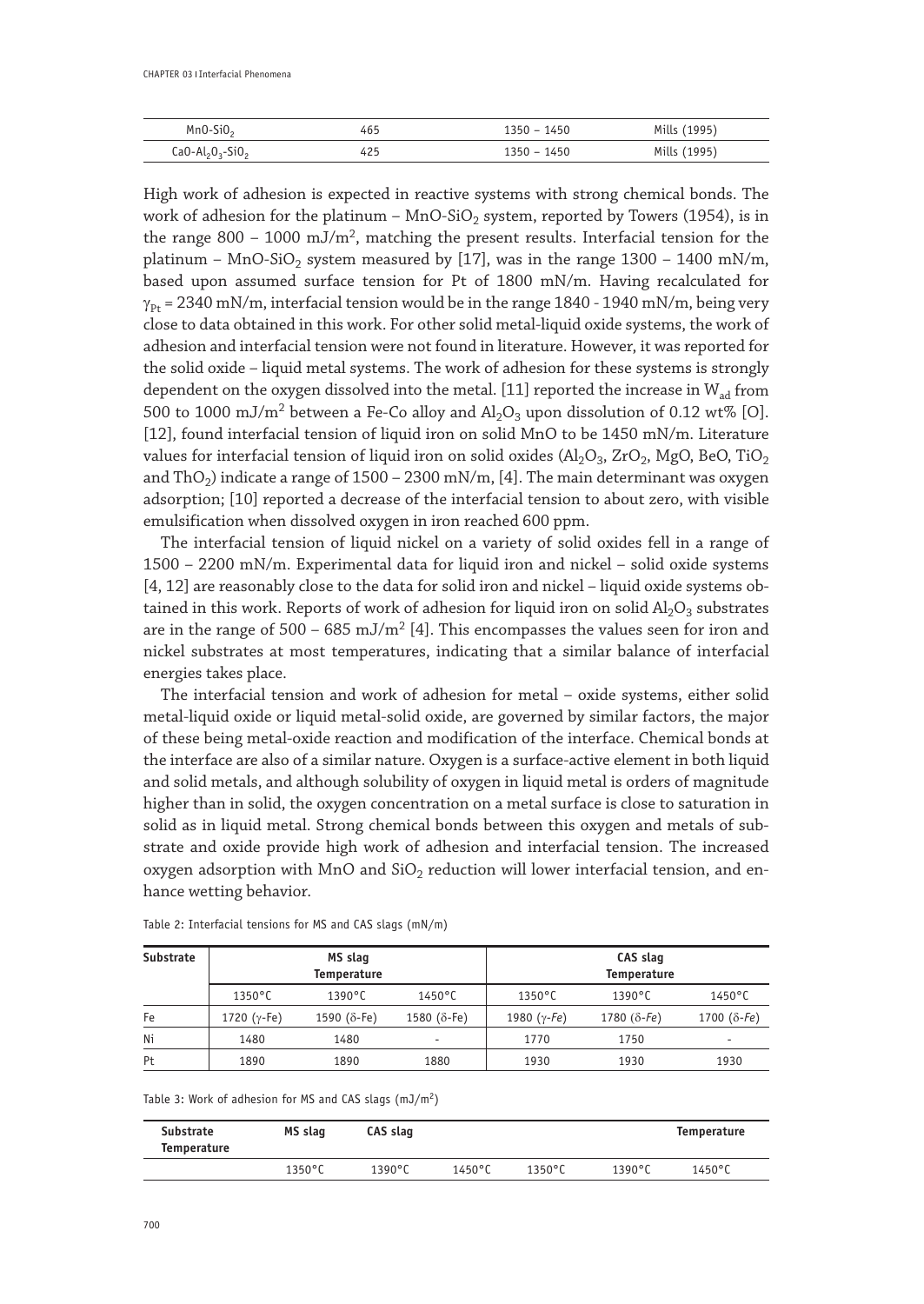| $MnO-SiO_2$ | 465 | 1350 – 1450 | Mills (1995) |
|---|---|---|---|
| $CaO-Al_2O_3-SiO_2$ | 425 | 1350 – 1450 | Mills (1995) |

High work of adhesion is expected in reactive systems with strong chemical bonds. The work of adhesion for the platinum – $MnO-SiO_2$ system, reported by Towers (1954), is in the range 800 – 1000 mJ/m$^2$, matching the present results. Interfacial tension for the platinum – $MnO-SiO_2$ system measured by [17], was in the range 1300 – 1400 mN/m, based upon assumed surface tension for Pt of 1800 mN/m. Having recalculated for $\gamma_{Pt}$ = 2340 mN/m, interfacial tension would be in the range 1840 - 1940 mN/m, being very close to data obtained in this work. For other solid metal-liquid oxide systems, the work of adhesion and interfacial tension were not found in literature. However, it was reported for the solid oxide – liquid metal systems. The work of adhesion for these systems is strongly dependent on the oxygen dissolved into the metal. [11] reported the increase in $W_{ad}$ from 500 to 1000 mJ/m$^2$ between a Fe-Co alloy and $Al_2O_3$ upon dissolution of 0.12 wt% [O]. [12], found interfacial tension of liquid iron on solid MnO to be 1450 mN/m. Literature values for interfacial tension of liquid iron on solid oxides ($Al_2O_3$, $ZrO_2$, MgO, BeO, $TiO_2$ and $ThO_2$) indicate a range of 1500 – 2300 mN/m, [4]. The main determinant was oxygen adsorption; [10] reported a decrease of the interfacial tension to about zero, with visible emulsification when dissolved oxygen in iron reached 600 ppm.

The interfacial tension of liquid nickel on a variety of solid oxides fell in a range of 1500 – 2200 mN/m. Experimental data for liquid iron and nickel – solid oxide systems [4, 12] are reasonably close to the data for solid iron and nickel – liquid oxide systems obtained in this work. Reports of work of adhesion for liquid iron on solid $Al_2O_3$ substrates are in the range of 500 – 685 mJ/m$^2$ [4]. This encompasses the values seen for iron and nickel substrates at most temperatures, indicating that a similar balance of interfacial energies takes place.

The interfacial tension and work of adhesion for metal – oxide systems, either solid metal-liquid oxide or liquid metal-solid oxide, are governed by similar factors, the major of these being metal-oxide reaction and modification of the interface. Chemical bonds at the interface are also of a similar nature. Oxygen is a surface-active element in both liquid and solid metals, and although solubility of oxygen in liquid metal is orders of magnitude higher than in solid, the oxygen concentration on a metal surface is close to saturation in solid as in liquid metal. Strong chemical bonds between this oxygen and metals of substrate and oxide provide high work of adhesion and interfacial tension. The increased oxygen adsorption with MnO and $SiO_2$ reduction will lower interfacial tension, and enhance wetting behavior.

Table 2: Interfacial tensions for MS and CAS slags (mN/m)

| Substrate | MS slag Temperature | | | CAS slag Temperature | | |
|---|---|---|---|---|---|---|
| | 1350°C | 1390°C | 1450°C | 1350°C | 1390°C | 1450°C |
| Fe | 1720 ($\gamma$-Fe) | 1590 ($\delta$-Fe) | 1580 ($\delta$-Fe) | 1980 ($\gamma$-Fe) | 1780 ($\delta$-Fe) | 1700 ($\delta$-Fe) |
| Ni | 1480 | 1480 | - | 1770 | 1750 | - |
| Pt | 1890 | 1890 | 1880 | 1930 | 1930 | 1930 |

Table 3: Work of adhesion for MS and CAS slags (mJ/m$^2$)

| Substrate Temperature | MS slag | CAS slag | | | | Temperature |
|---|---|---|---|---|---|---|
| | 1350°C | 1390°C | 1450°C | 1350°C | 1390°C | 1450°C |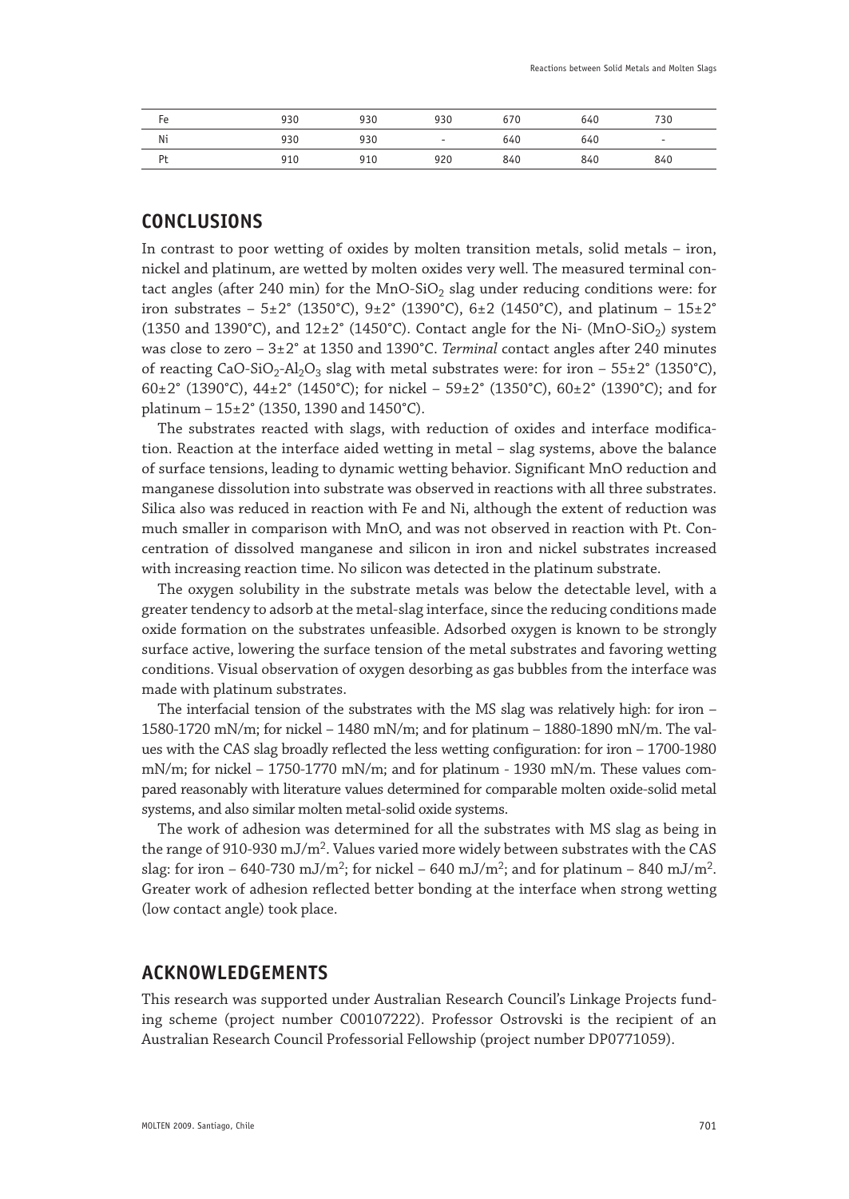| Fe | 930 | 930 | 930 | 670 | 640 | 730 |
|---|---|---|---|---|---|---|
| Ni | 930 | 930 | - | 640 | 640 | - |
| Pt | 910 | 910 | 920 | 840 | 840 | 840 |

## CONCLUSIONS

In contrast to poor wetting of oxides by molten transition metals, solid metals – iron, nickel and platinum, are wetted by molten oxides very well. The measured terminal contact angles (after 240 min) for the MnO-$SiO_2$ slag under reducing conditions were: for iron substrates – 5±2° (1350°C), 9±2° (1390°C), 6±2 (1450°C), and platinum – 15±2° (1350 and 1390°C), and 12±2° (1450°C). Contact angle for the Ni- (MnO-$SiO_2$) system was close to zero – 3±2° at 1350 and 1390°C. *Terminal* contact angles after 240 minutes of reacting CaO-$SiO_2$-$Al_2O_3$ slag with metal substrates were: for iron – 55±2° (1350°C), 60±2° (1390°C), 44±2° (1450°C); for nickel – 59±2° (1350°C), 60±2° (1390°C); and for platinum – 15±2° (1350, 1390 and 1450°C).

The substrates reacted with slags, with reduction of oxides and interface modification. Reaction at the interface aided wetting in metal – slag systems, above the balance of surface tensions, leading to dynamic wetting behavior. Significant MnO reduction and manganese dissolution into substrate was observed in reactions with all three substrates. Silica also was reduced in reaction with Fe and Ni, although the extent of reduction was much smaller in comparison with MnO, and was not observed in reaction with Pt. Concentration of dissolved manganese and silicon in iron and nickel substrates increased with increasing reaction time. No silicon was detected in the platinum substrate.

The oxygen solubility in the substrate metals was below the detectable level, with a greater tendency to adsorb at the metal-slag interface, since the reducing conditions made oxide formation on the substrates unfeasible. Adsorbed oxygen is known to be strongly surface active, lowering the surface tension of the metal substrates and favoring wetting conditions. Visual observation of oxygen desorbing as gas bubbles from the interface was made with platinum substrates.

The interfacial tension of the substrates with the MS slag was relatively high: for iron – 1580-1720 mN/m; for nickel – 1480 mN/m; and for platinum – 1880-1890 mN/m. The values with the CAS slag broadly reflected the less wetting configuration: for iron – 1700-1980 mN/m; for nickel – 1750-1770 mN/m; and for platinum - 1930 mN/m. These values compared reasonably with literature values determined for comparable molten oxide-solid metal systems, and also similar molten metal-solid oxide systems.

The work of adhesion was determined for all the substrates with MS slag as being in the range of 910-930 mJ/$m^2$. Values varied more widely between substrates with the CAS slag: for iron – 640-730 mJ/$m^2$; for nickel – 640 mJ/$m^2$; and for platinum – 840 mJ/$m^2$. Greater work of adhesion reflected better bonding at the interface when strong wetting (low contact angle) took place.

## ACKNOWLEDGEMENTS

This research was supported under Australian Research Council's Linkage Projects funding scheme (project number C00107222). Professor Ostrovski is the recipient of an Australian Research Council Professorial Fellowship (project number DP0771059).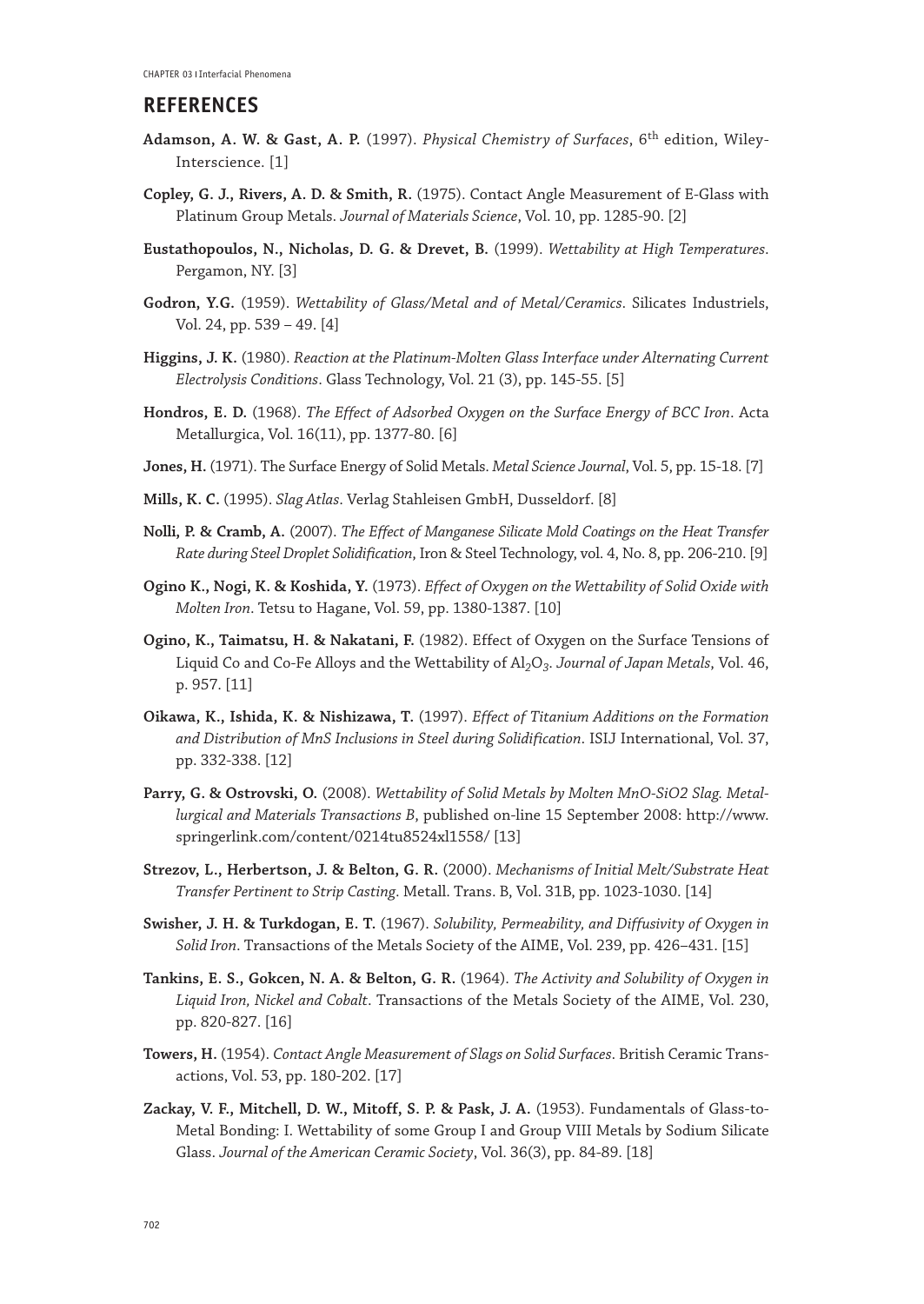## REFERENCES

**Adamson, A. W. & Gast, A. P.** (1997). *Physical Chemistry of Surfaces*, 6th edition, Wiley-Interscience. [1]

**Copley, G. J., Rivers, A. D. & Smith, R.** (1975). Contact Angle Measurement of E-Glass with Platinum Group Metals. *Journal of Materials Science*, Vol. 10, pp. 1285-90. [2]

**Eustathopoulos, N., Nicholas, D. G. & Drevet, B.** (1999). *Wettability at High Temperatures*. Pergamon, NY. [3]

**Godron, Y.G.** (1959). *Wettability of Glass/Metal and of Metal/Ceramics*. Silicates Industriels, Vol. 24, pp. 539 – 49. [4]

**Higgins, J. K.** (1980). *Reaction at the Platinum-Molten Glass Interface under Alternating Current Electrolysis Conditions*. Glass Technology, Vol. 21 (3), pp. 145-55. [5]

**Hondros, E. D.** (1968). *The Effect of Adsorbed Oxygen on the Surface Energy of BCC Iron*. Acta Metallurgica, Vol. 16(11), pp. 1377-80. [6]

**Jones, H.** (1971). The Surface Energy of Solid Metals. *Metal Science Journal*, Vol. 5, pp. 15-18. [7]

**Mills, K. C.** (1995). *Slag Atlas*. Verlag Stahleisen GmbH, Dusseldorf. [8]

**Nolli, P. & Cramb, A.** (2007). *The Effect of Manganese Silicate Mold Coatings on the Heat Transfer Rate during Steel Droplet Solidification*, Iron & Steel Technology, vol. 4, No. 8, pp. 206-210. [9]

**Ogino K., Nogi, K. & Koshida, Y.** (1973). *Effect of Oxygen on the Wettability of Solid Oxide with Molten Iron*. Tetsu to Hagane, Vol. 59, pp. 1380-1387. [10]

**Ogino, K., Taimatsu, H. & Nakatani, F.** (1982). Effect of Oxygen on the Surface Tensions of Liquid Co and Co-Fe Alloys and the Wettability of $Al_2O_3$. *Journal of Japan Metals*, Vol. 46, p. 957. [11]

**Oikawa, K., Ishida, K. & Nishizawa, T.** (1997). *Effect of Titanium Additions on the Formation and Distribution of MnS Inclusions in Steel during Solidification*. ISIJ International, Vol. 37, pp. 332-338. [12]

**Parry, G. & Ostrovski, O.** (2008). *Wettability of Solid Metals by Molten MnO-SiO2 Slag. Metallurgical and Materials Transactions B*, published on-line 15 September 2008: http://www.springerlink.com/content/0214tu8524xl1558/ [13]

**Strezov, L., Herbertson, J. & Belton, G. R.** (2000). *Mechanisms of Initial Melt/Substrate Heat Transfer Pertinent to Strip Casting*. Metall. Trans. B, Vol. 31B, pp. 1023-1030. [14]

**Swisher, J. H. & Turkdogan, E. T.** (1967). *Solubility, Permeability, and Diffusivity of Oxygen in Solid Iron*. Transactions of the Metals Society of the AIME, Vol. 239, pp. 426–431. [15]

**Tankins, E. S., Gokcen, N. A. & Belton, G. R.** (1964). *The Activity and Solubility of Oxygen in Liquid Iron, Nickel and Cobalt*. Transactions of the Metals Society of the AIME, Vol. 230, pp. 820-827. [16]

**Towers, H.** (1954). *Contact Angle Measurement of Slags on Solid Surfaces*. British Ceramic Transactions, Vol. 53, pp. 180-202. [17]

**Zackay, V. F., Mitchell, D. W., Mitoff, S. P. & Pask, J. A.** (1953). Fundamentals of Glass-to-Metal Bonding: I. Wettability of some Group I and Group VIII Metals by Sodium Silicate Glass. *Journal of the American Ceramic Society*, Vol. 36(3), pp. 84-89. [18]